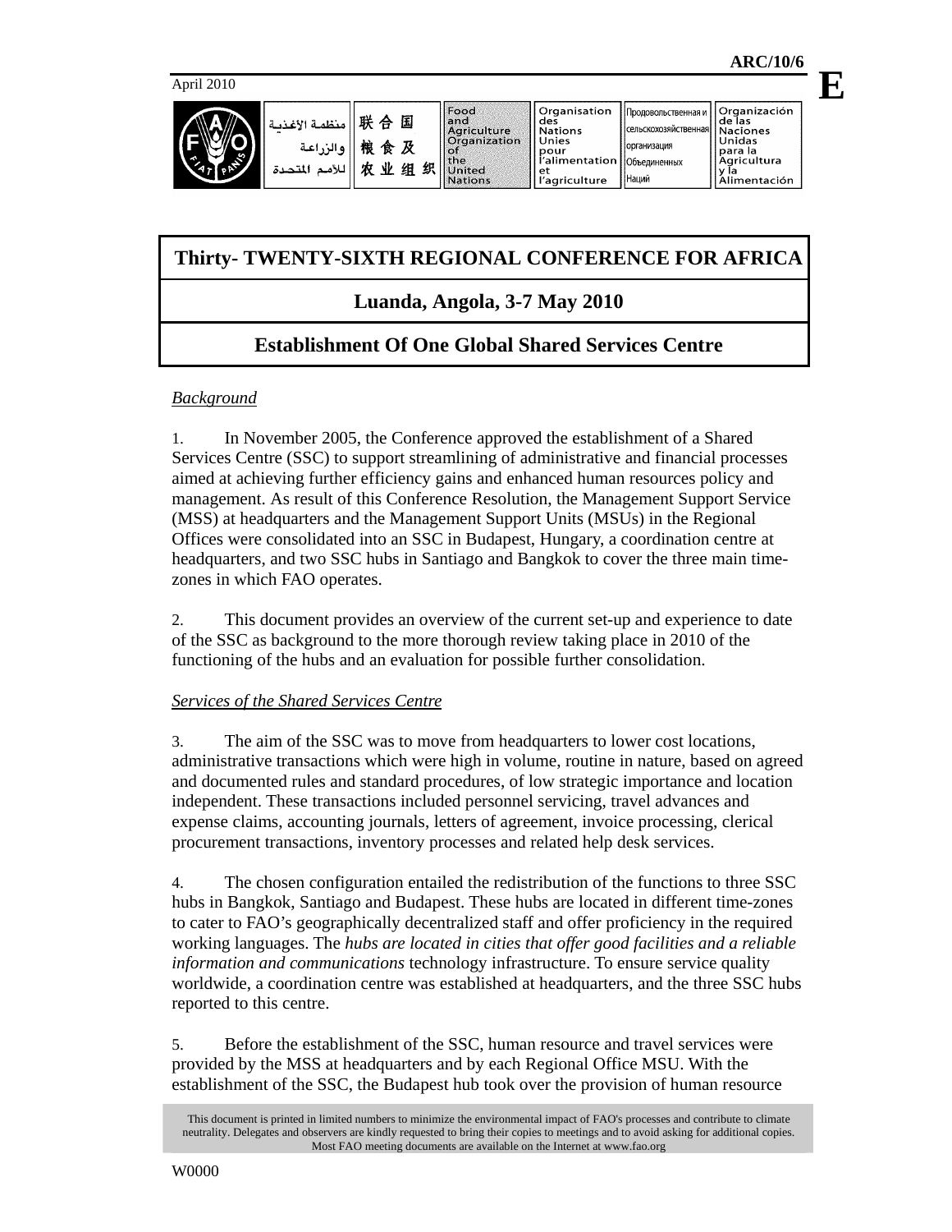ARC/10/6

April 2010

E

# Thirty- TWENTY-SIXTH REGIONAL CONFERENCE FOR AFRICA

## Luanda, Angola, 3-7 May 2010

## Establishment Of One Global Shared Services Centre

*Background*

1. In November 2005, the Conference approved the establishment of a Shared Services Centre (SSC) to support streamlining of administrative and financial processes aimed at achieving further efficiency gains and enhanced human resources policy and management. As result of this Conference Resolution, the Management Support Service (MSS) at headquarters and the Management Support Units (MSUs) in the Regional Offices were consolidated into an SSC in Budapest, Hungary, a coordination centre at headquarters, and two SSC hubs in Santiago and Bangkok to cover the three main time-zones in which FAO operates.

2. This document provides an overview of the current set-up and experience to date of the SSC as background to the more thorough review taking place in 2010 of the functioning of the hubs and an evaluation for possible further consolidation.

*Services of the Shared Services Centre*

3. The aim of the SSC was to move from headquarters to lower cost locations, administrative transactions which were high in volume, routine in nature, based on agreed and documented rules and standard procedures, of low strategic importance and location independent. These transactions included personnel servicing, travel advances and expense claims, accounting journals, letters of agreement, invoice processing, clerical procurement transactions, inventory processes and related help desk services.

4. The chosen configuration entailed the redistribution of the functions to three SSC hubs in Bangkok, Santiago and Budapest. These hubs are located in different time-zones to cater to FAO's geographically decentralized staff and offer proficiency in the required working languages. The *hubs are located in cities that offer good facilities and a reliable information and communications* technology infrastructure. To ensure service quality worldwide, a coordination centre was established at headquarters, and the three SSC hubs reported to this centre.

5. Before the establishment of the SSC, human resource and travel services were provided by the MSS at headquarters and by each Regional Office MSU. With the establishment of the SSC, the Budapest hub took over the provision of human resource

This document is printed in limited numbers to minimize the environmental impact of FAO's processes and contribute to climate neutrality. Delegates and observers are kindly requested to bring their copies to meetings and to avoid asking for additional copies. Most FAO meeting documents are available on the Internet at www.fao.org

W0000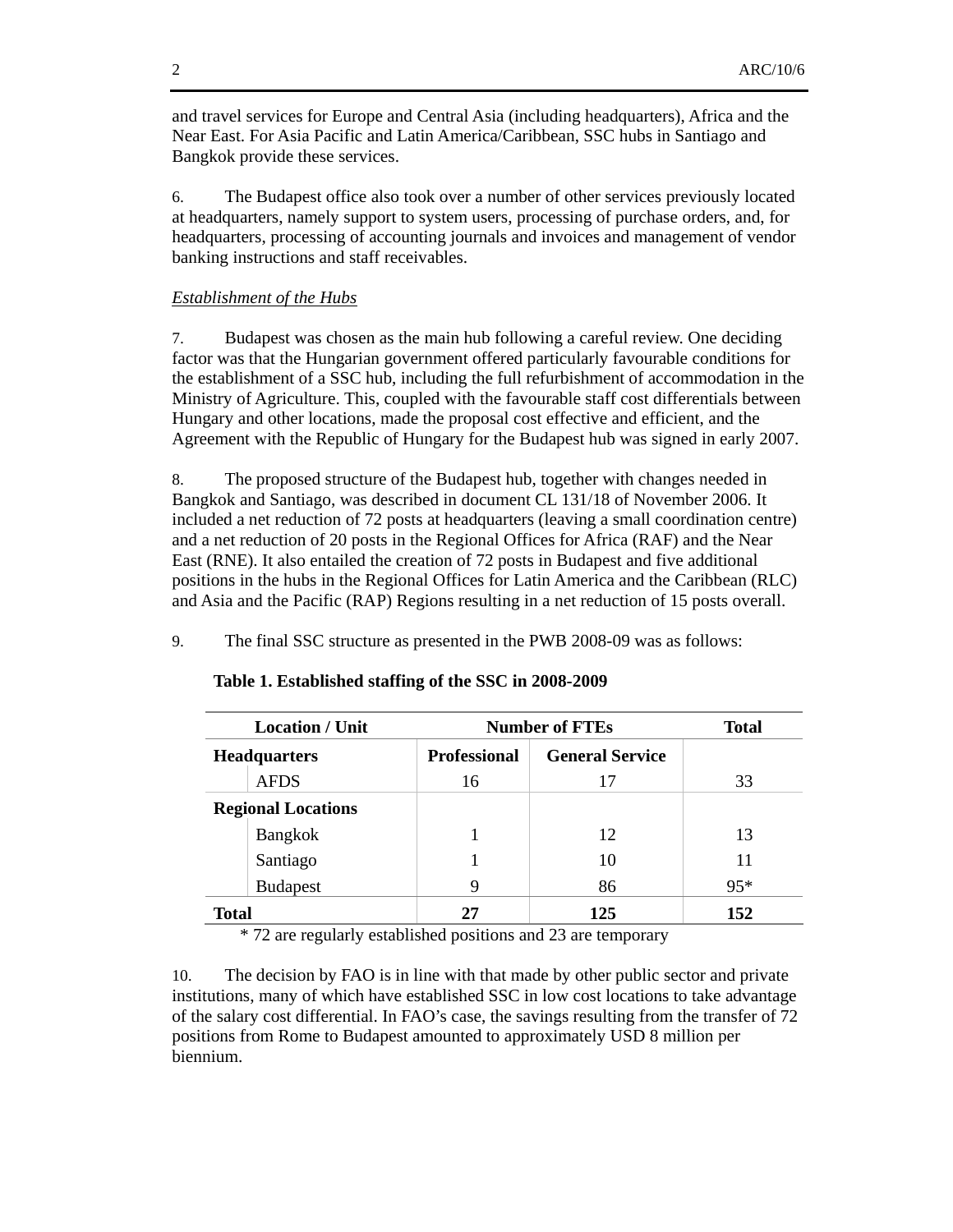and travel services for Europe and Central Asia (including headquarters), Africa and the Near East. For Asia Pacific and Latin America/Caribbean, SSC hubs in Santiago and Bangkok provide these services.

6. The Budapest office also took over a number of other services previously located at headquarters, namely support to system users, processing of purchase orders, and, for headquarters, processing of accounting journals and invoices and management of vendor banking instructions and staff receivables.

*Establishment of the Hubs*

7. Budapest was chosen as the main hub following a careful review. One deciding factor was that the Hungarian government offered particularly favourable conditions for the establishment of a SSC hub, including the full refurbishment of accommodation in the Ministry of Agriculture. This, coupled with the favourable staff cost differentials between Hungary and other locations, made the proposal cost effective and efficient, and the Agreement with the Republic of Hungary for the Budapest hub was signed in early 2007.

8. The proposed structure of the Budapest hub, together with changes needed in Bangkok and Santiago, was described in document CL 131/18 of November 2006. It included a net reduction of 72 posts at headquarters (leaving a small coordination centre) and a net reduction of 20 posts in the Regional Offices for Africa (RAF) and the Near East (RNE). It also entailed the creation of 72 posts in Budapest and five additional positions in the hubs in the Regional Offices for Latin America and the Caribbean (RLC) and Asia and the Pacific (RAP) Regions resulting in a net reduction of 15 posts overall.

9. The final SSC structure as presented in the PWB 2008-09 was as follows:

**Table 1. Established staffing of the SSC in 2008-2009**

| Location / Unit | | Number of FTEs | | Total |
|---|---|---|---|---|
| **Headquarters** | | **Professional** | **General Service** | |
| | AFDS | 16 | 17 | 33 |
| **Regional Locations** | | | | |
| | Bangkok | 1 | 12 | 13 |
| | Santiago | 1 | 10 | 11 |
| | Budapest | 9 | 86 | 95* |
| **Total** | | **27** | **125** | **152** |

\* 72 are regularly established positions and 23 are temporary

10. The decision by FAO is in line with that made by other public sector and private institutions, many of which have established SSC in low cost locations to take advantage of the salary cost differential. In FAO's case, the savings resulting from the transfer of 72 positions from Rome to Budapest amounted to approximately USD 8 million per biennium.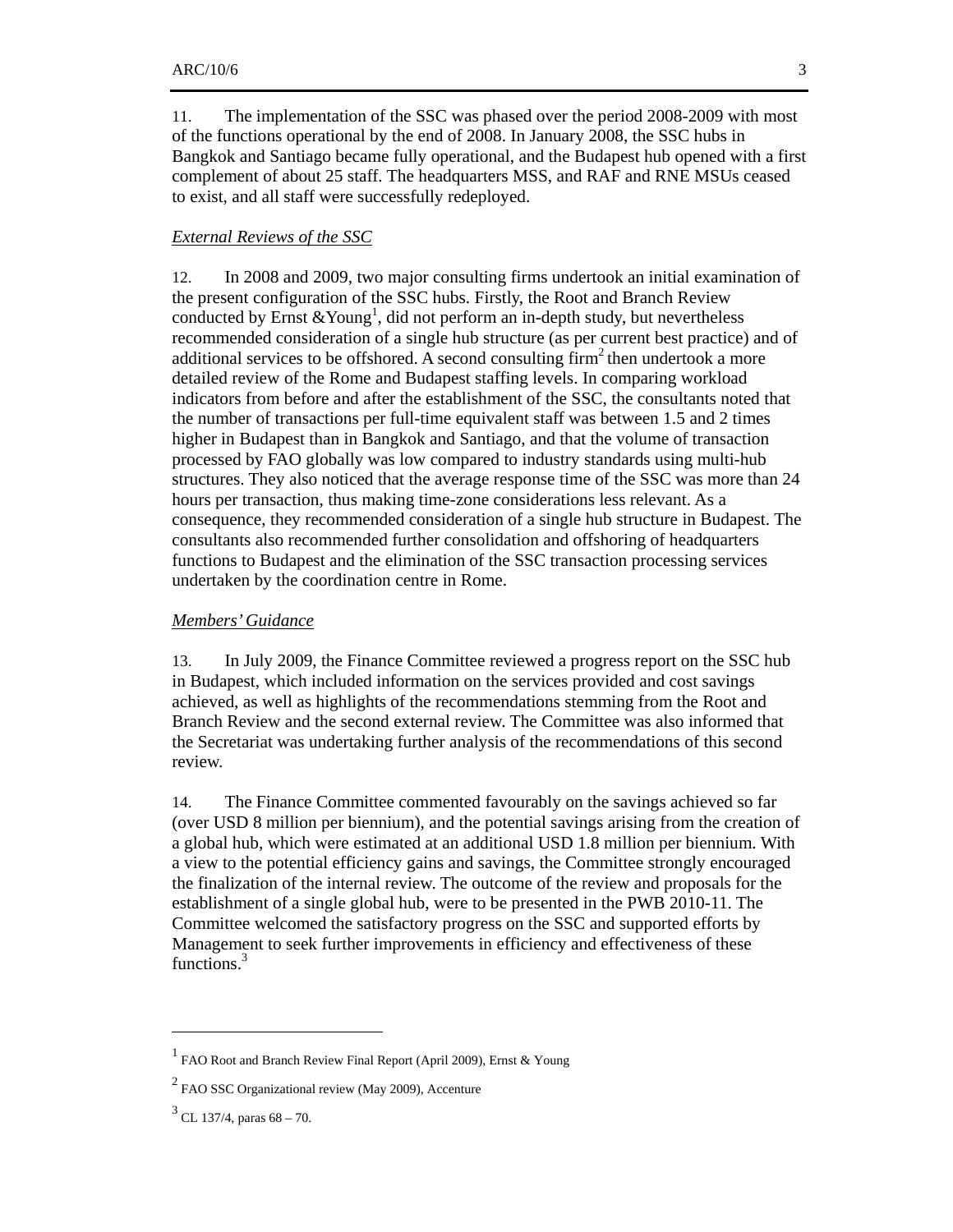11. The implementation of the SSC was phased over the period 2008-2009 with most of the functions operational by the end of 2008. In January 2008, the SSC hubs in Bangkok and Santiago became fully operational, and the Budapest hub opened with a first complement of about 25 staff. The headquarters MSS, and RAF and RNE MSUs ceased to exist, and all staff were successfully redeployed.

*External Reviews of the SSC*

12. In 2008 and 2009, two major consulting firms undertook an initial examination of the present configuration of the SSC hubs. Firstly, the Root and Branch Review conducted by Ernst &Young[1], did not perform an in-depth study, but nevertheless recommended consideration of a single hub structure (as per current best practice) and of additional services to be offshored. A second consulting firm[2] then undertook a more detailed review of the Rome and Budapest staffing levels. In comparing workload indicators from before and after the establishment of the SSC, the consultants noted that the number of transactions per full-time equivalent staff was between 1.5 and 2 times higher in Budapest than in Bangkok and Santiago, and that the volume of transaction processed by FAO globally was low compared to industry standards using multi-hub structures. They also noticed that the average response time of the SSC was more than 24 hours per transaction, thus making time-zone considerations less relevant. As a consequence, they recommended consideration of a single hub structure in Budapest. The consultants also recommended further consolidation and offshoring of headquarters functions to Budapest and the elimination of the SSC transaction processing services undertaken by the coordination centre in Rome.

*Members' Guidance*

13. In July 2009, the Finance Committee reviewed a progress report on the SSC hub in Budapest, which included information on the services provided and cost savings achieved, as well as highlights of the recommendations stemming from the Root and Branch Review and the second external review. The Committee was also informed that the Secretariat was undertaking further analysis of the recommendations of this second review.

14. The Finance Committee commented favourably on the savings achieved so far (over USD 8 million per biennium), and the potential savings arising from the creation of a global hub, which were estimated at an additional USD 1.8 million per biennium. With a view to the potential efficiency gains and savings, the Committee strongly encouraged the finalization of the internal review. The outcome of the review and proposals for the establishment of a single global hub, were to be presented in the PWB 2010-11. The Committee welcomed the satisfactory progress on the SSC and supported efforts by Management to seek further improvements in efficiency and effectiveness of these functions.[3]

---

[1] FAO Root and Branch Review Final Report (April 2009), Ernst & Young

[2] FAO SSC Organizational review (May 2009), Accenture

[3] CL 137/4, paras 68 – 70.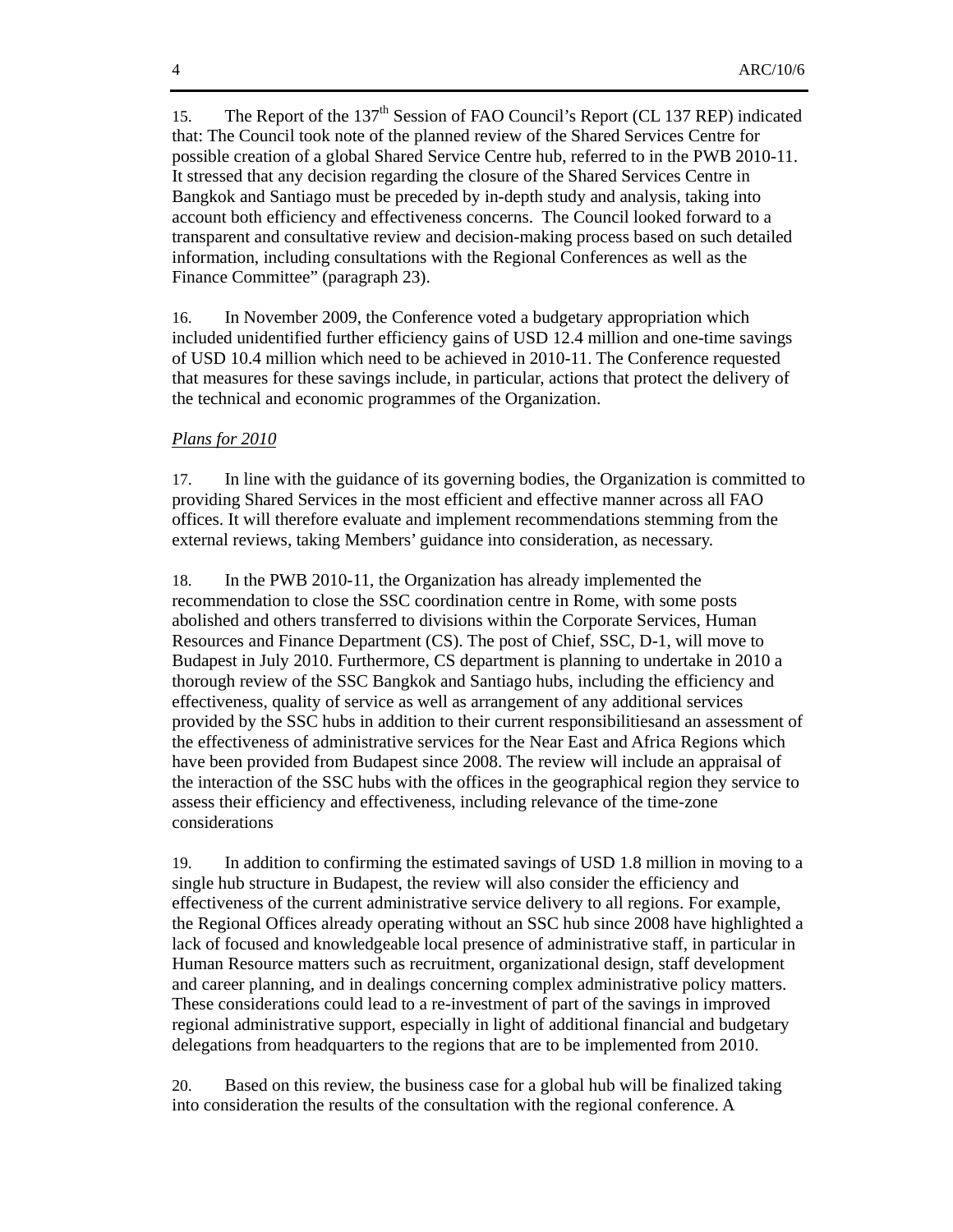15. The Report of the 137th Session of FAO Council's Report (CL 137 REP) indicated that: The Council took note of the planned review of the Shared Services Centre for possible creation of a global Shared Service Centre hub, referred to in the PWB 2010-11. It stressed that any decision regarding the closure of the Shared Services Centre in Bangkok and Santiago must be preceded by in-depth study and analysis, taking into account both efficiency and effectiveness concerns. The Council looked forward to a transparent and consultative review and decision-making process based on such detailed information, including consultations with the Regional Conferences as well as the Finance Committee" (paragraph 23).

16. In November 2009, the Conference voted a budgetary appropriation which included unidentified further efficiency gains of USD 12.4 million and one-time savings of USD 10.4 million which need to be achieved in 2010-11. The Conference requested that measures for these savings include, in particular, actions that protect the delivery of the technical and economic programmes of the Organization.

*Plans for 2010*

17. In line with the guidance of its governing bodies, the Organization is committed to providing Shared Services in the most efficient and effective manner across all FAO offices. It will therefore evaluate and implement recommendations stemming from the external reviews, taking Members' guidance into consideration, as necessary.

18. In the PWB 2010-11, the Organization has already implemented the recommendation to close the SSC coordination centre in Rome, with some posts abolished and others transferred to divisions within the Corporate Services, Human Resources and Finance Department (CS). The post of Chief, SSC, D-1, will move to Budapest in July 2010. Furthermore, CS department is planning to undertake in 2010 a thorough review of the SSC Bangkok and Santiago hubs, including the efficiency and effectiveness, quality of service as well as arrangement of any additional services provided by the SSC hubs in addition to their current responsibilitiesand an assessment of the effectiveness of administrative services for the Near East and Africa Regions which have been provided from Budapest since 2008. The review will include an appraisal of the interaction of the SSC hubs with the offices in the geographical region they service to assess their efficiency and effectiveness, including relevance of the time-zone considerations

19. In addition to confirming the estimated savings of USD 1.8 million in moving to a single hub structure in Budapest, the review will also consider the efficiency and effectiveness of the current administrative service delivery to all regions. For example, the Regional Offices already operating without an SSC hub since 2008 have highlighted a lack of focused and knowledgeable local presence of administrative staff, in particular in Human Resource matters such as recruitment, organizational design, staff development and career planning, and in dealings concerning complex administrative policy matters. These considerations could lead to a re-investment of part of the savings in improved regional administrative support, especially in light of additional financial and budgetary delegations from headquarters to the regions that are to be implemented from 2010.

20. Based on this review, the business case for a global hub will be finalized taking into consideration the results of the consultation with the regional conference. A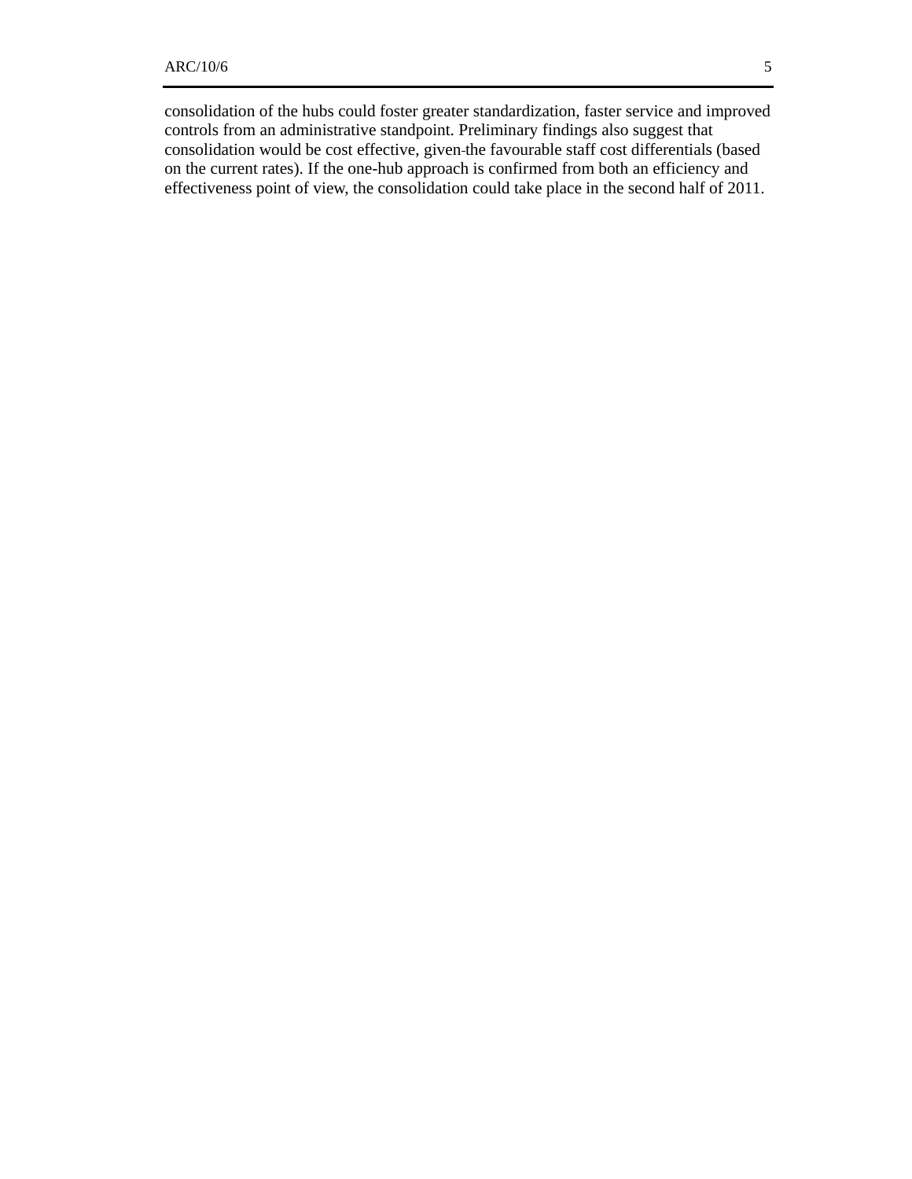consolidation of the hubs could foster greater standardization, faster service and improved controls from an administrative standpoint. Preliminary findings also suggest that consolidation would be cost effective, given the favourable staff cost differentials (based on the current rates). If the one-hub approach is confirmed from both an efficiency and effectiveness point of view, the consolidation could take place in the second half of 2011.